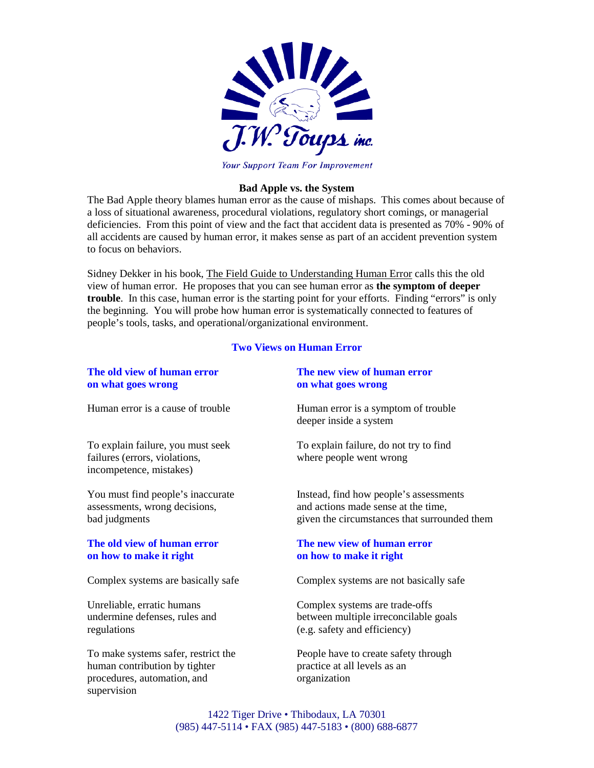J.W. Toups inc.

*Your Support Team For Improvement*

## Bad Apple vs. the System

The Bad Apple theory blames human error as the cause of mishaps. This comes about because of a loss of situational awareness, procedural violations, regulatory short comings, or managerial deficiencies. From this point of view and the fact that accident data is presented as 70% - 90% of all accidents are caused by human error, it makes sense as part of an accident prevention system to focus on behaviors.

Sidney Dekker in his book, The Field Guide to Understanding Human Error calls this the old view of human error. He proposes that you can see human error as **the symptom of deeper trouble**. In this case, human error is the starting point for your efforts. Finding "errors" is only the beginning. You will probe how human error is systematically connected to features of people's tools, tasks, and operational/organizational environment.

### Two Views on Human Error

| **The old view of human error on what goes wrong** | **The new view of human error on what goes wrong** |
| --- | --- |
| Human error is a cause of trouble | Human error is a symptom of trouble deeper inside a system |
| To explain failure, you must seek failures (errors, violations, incompetence, mistakes) | To explain failure, do not try to find where people went wrong |
| You must find people's inaccurate assessments, wrong decisions, bad judgments | Instead, find how people's assessments and actions made sense at the time, given the circumstances that surrounded them |

| **The old view of human error on how to make it right** | **The new view of human error on how to make it right** |
| --- | --- |
| Complex systems are basically safe | Complex systems are not basically safe |
| Unreliable, erratic humans undermine defenses, rules and regulations | Complex systems are trade-offs between multiple irreconcilable goals (e.g. safety and efficiency) |
| To make systems safer, restrict the human contribution by tighter procedures, automation, and supervision | People have to create safety through practice at all levels as an organization |

1422 Tiger Drive • Thibodaux, LA 70301
(985) 447-5114 • FAX (985) 447-5183 • (800) 688-6877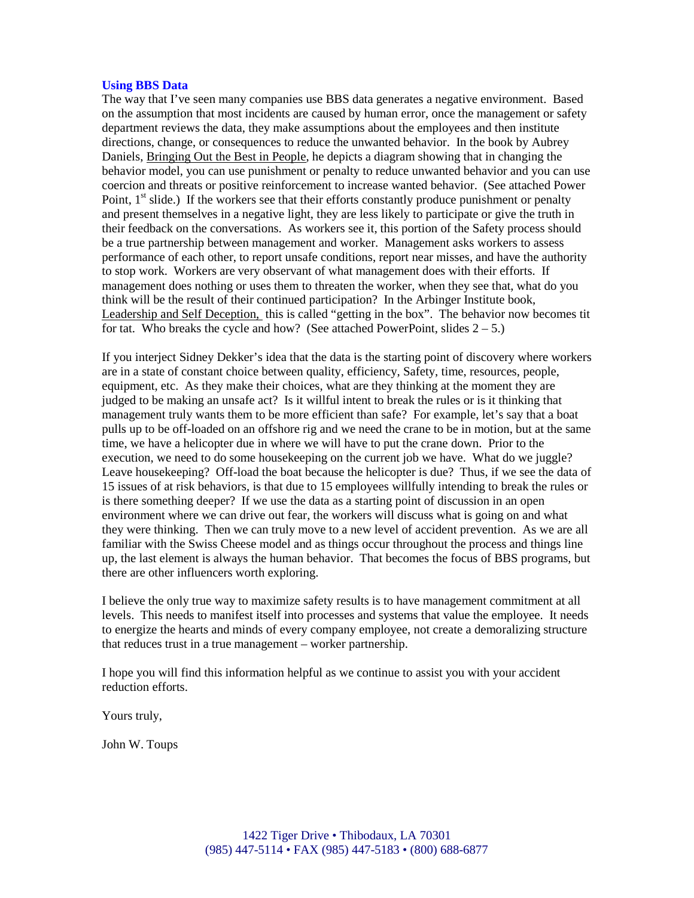### Using BBS Data

The way that I've seen many companies use BBS data generates a negative environment. Based on the assumption that most incidents are caused by human error, once the management or safety department reviews the data, they make assumptions about the employees and then institute directions, change, or consequences to reduce the unwanted behavior. In the book by Aubrey Daniels, Bringing Out the Best in People, he depicts a diagram showing that in changing the behavior model, you can use punishment or penalty to reduce unwanted behavior and you can use coercion and threats or positive reinforcement to increase wanted behavior. (See attached Power Point, 1st slide.) If the workers see that their efforts constantly produce punishment or penalty and present themselves in a negative light, they are less likely to participate or give the truth in their feedback on the conversations. As workers see it, this portion of the Safety process should be a true partnership between management and worker. Management asks workers to assess performance of each other, to report unsafe conditions, report near misses, and have the authority to stop work. Workers are very observant of what management does with their efforts. If management does nothing or uses them to threaten the worker, when they see that, what do you think will be the result of their continued participation? In the Arbinger Institute book, Leadership and Self Deception, this is called "getting in the box". The behavior now becomes tit for tat. Who breaks the cycle and how? (See attached PowerPoint, slides 2 – 5.)

If you interject Sidney Dekker's idea that the data is the starting point of discovery where workers are in a state of constant choice between quality, efficiency, Safety, time, resources, people, equipment, etc. As they make their choices, what are they thinking at the moment they are judged to be making an unsafe act? Is it willful intent to break the rules or is it thinking that management truly wants them to be more efficient than safe? For example, let's say that a boat pulls up to be off-loaded on an offshore rig and we need the crane to be in motion, but at the same time, we have a helicopter due in where we will have to put the crane down. Prior to the execution, we need to do some housekeeping on the current job we have. What do we juggle? Leave housekeeping? Off-load the boat because the helicopter is due? Thus, if we see the data of 15 issues of at risk behaviors, is that due to 15 employees willfully intending to break the rules or is there something deeper? If we use the data as a starting point of discussion in an open environment where we can drive out fear, the workers will discuss what is going on and what they were thinking. Then we can truly move to a new level of accident prevention. As we are all familiar with the Swiss Cheese model and as things occur throughout the process and things line up, the last element is always the human behavior. That becomes the focus of BBS programs, but there are other influencers worth exploring.

I believe the only true way to maximize safety results is to have management commitment at all levels. This needs to manifest itself into processes and systems that value the employee. It needs to energize the hearts and minds of every company employee, not create a demoralizing structure that reduces trust in a true management – worker partnership.

I hope you will find this information helpful as we continue to assist you with your accident reduction efforts.

Yours truly,

John W. Toups

1422 Tiger Drive • Thibodaux, LA 70301
(985) 447-5114 • FAX (985) 447-5183 • (800) 688-6877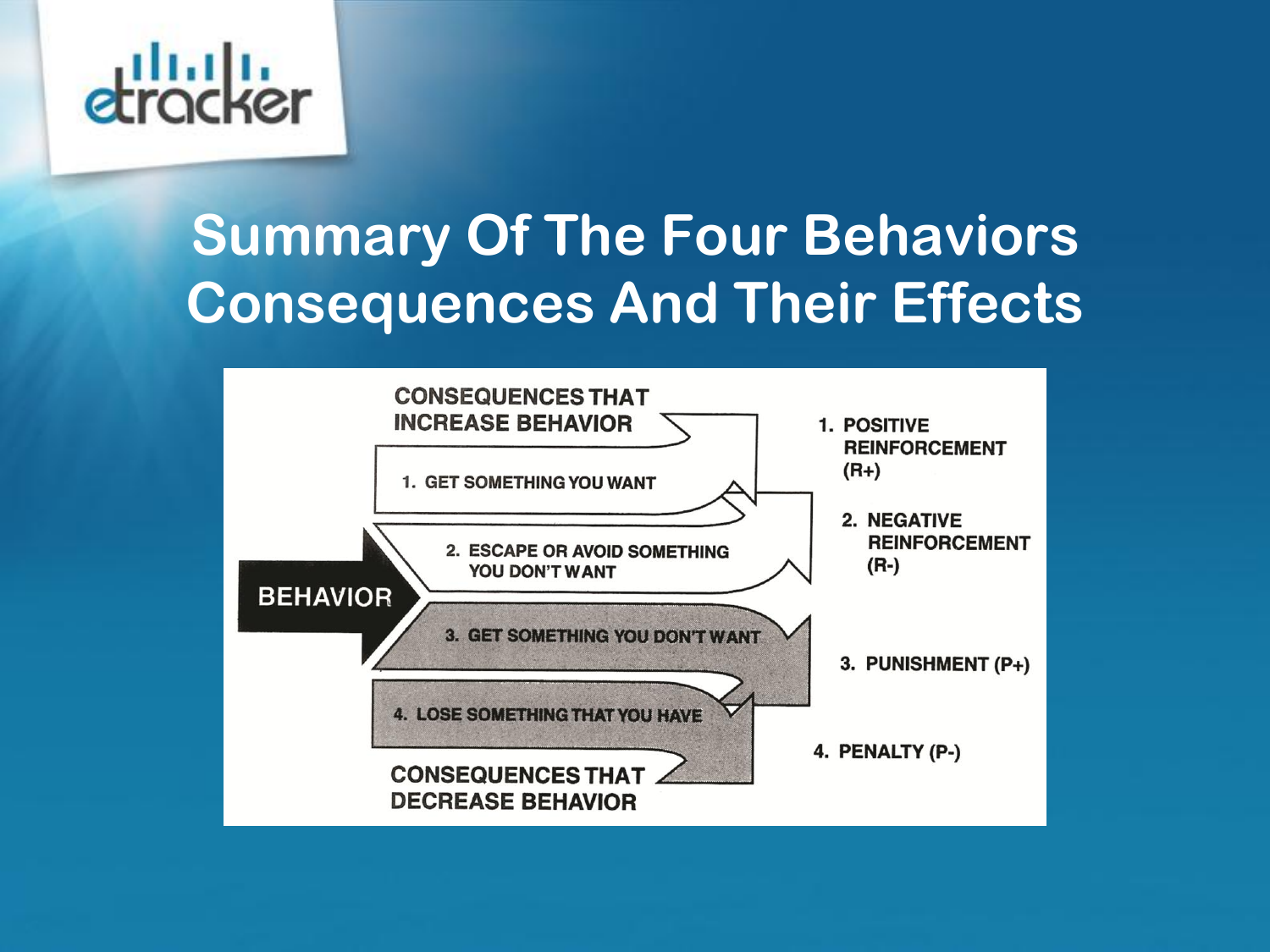# Summary Of The Four Behaviors Consequences And Their Effects

CONSEQUENCES THAT INCREASE BEHAVIOR

BEHAVIOR

1. GET SOMETHING YOU WANT
2. ESCAPE OR AVOID SOMETHING YOU DON'T WANT
3. GET SOMETHING YOU DON'T WANT
4. LOSE SOMETHING THAT YOU HAVE

CONSEQUENCES THAT DECREASE BEHAVIOR

1. POSITIVE REINFORCEMENT (R+)
2. NEGATIVE REINFORCEMENT (R-)
3. PUNISHMENT (P+)
4. PENALTY (P-)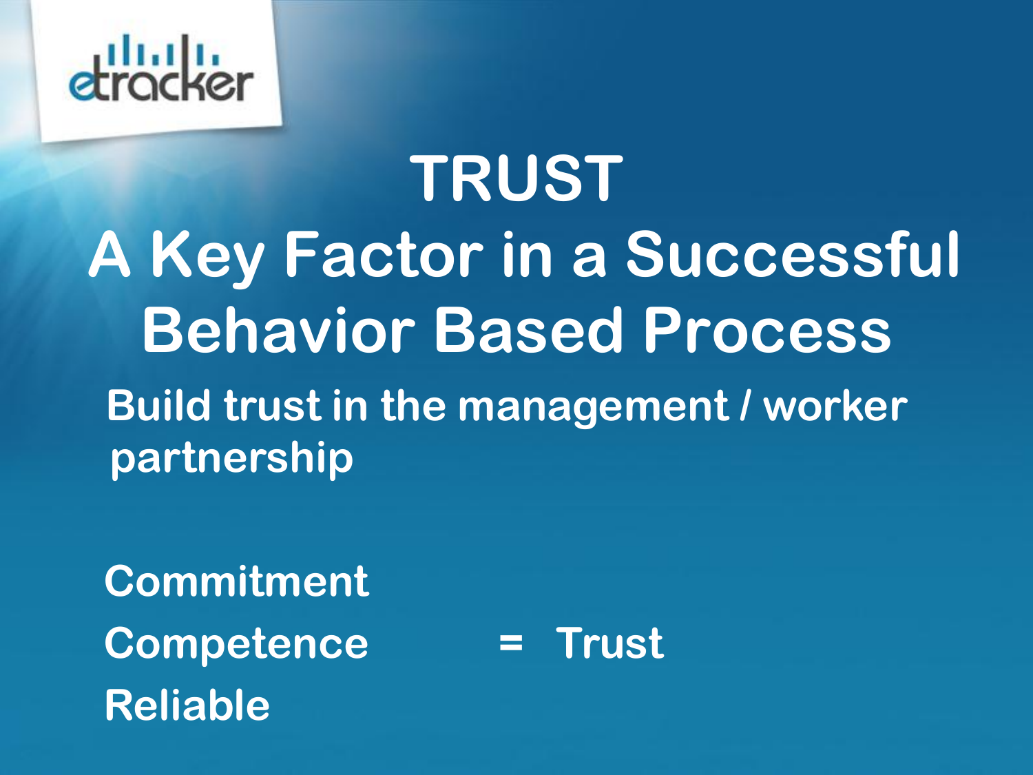# TRUST
# A Key Factor in a Successful Behavior Based Process

**Build trust in the management / worker partnership**

**Commitment**
**Competence = Trust**
**Reliable**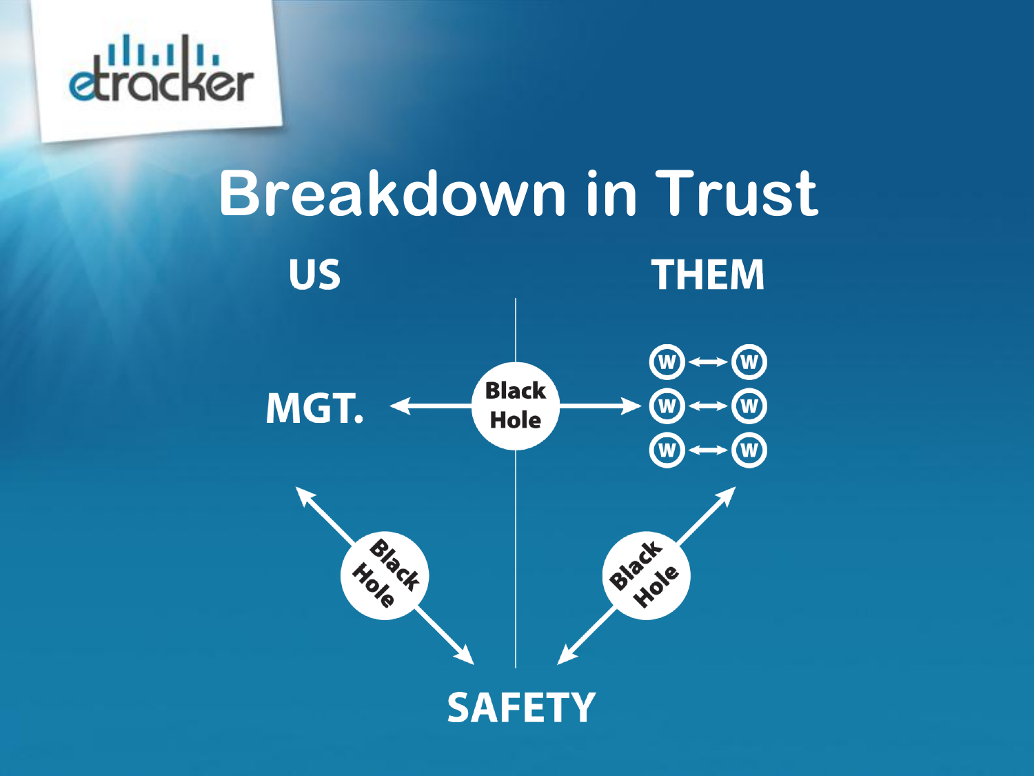# Breakdown in Trust

US

THEM

MGT.

Black Hole

W W
W W
W W

Black Hole

Black Hole

SAFETY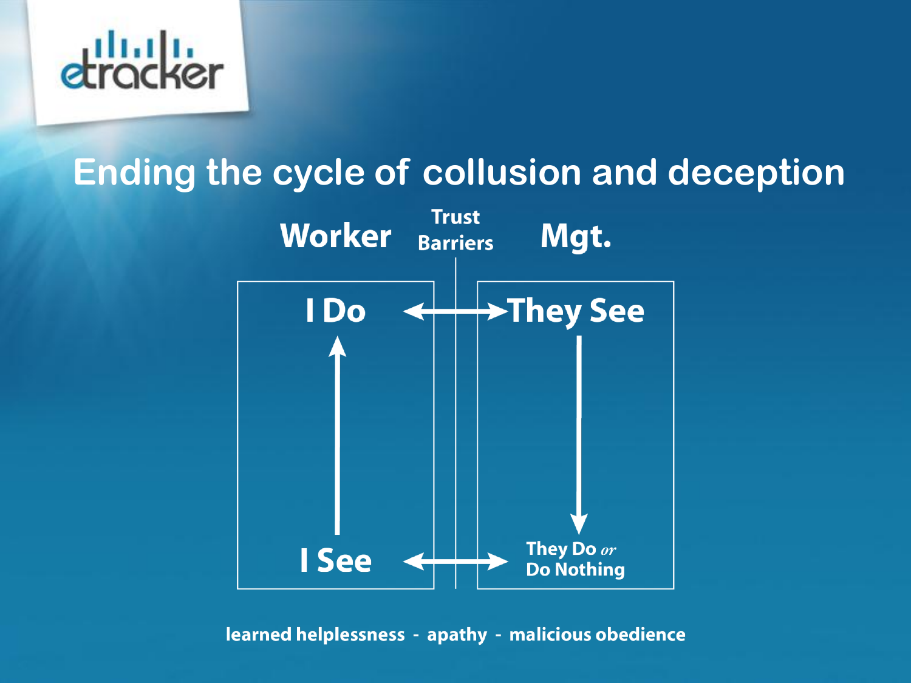# Ending the cycle of collusion and deception

Worker

Trust Barriers

Mgt.

I Do

They See

I See

They Do *or* Do Nothing

learned helplessness - apathy - malicious obedience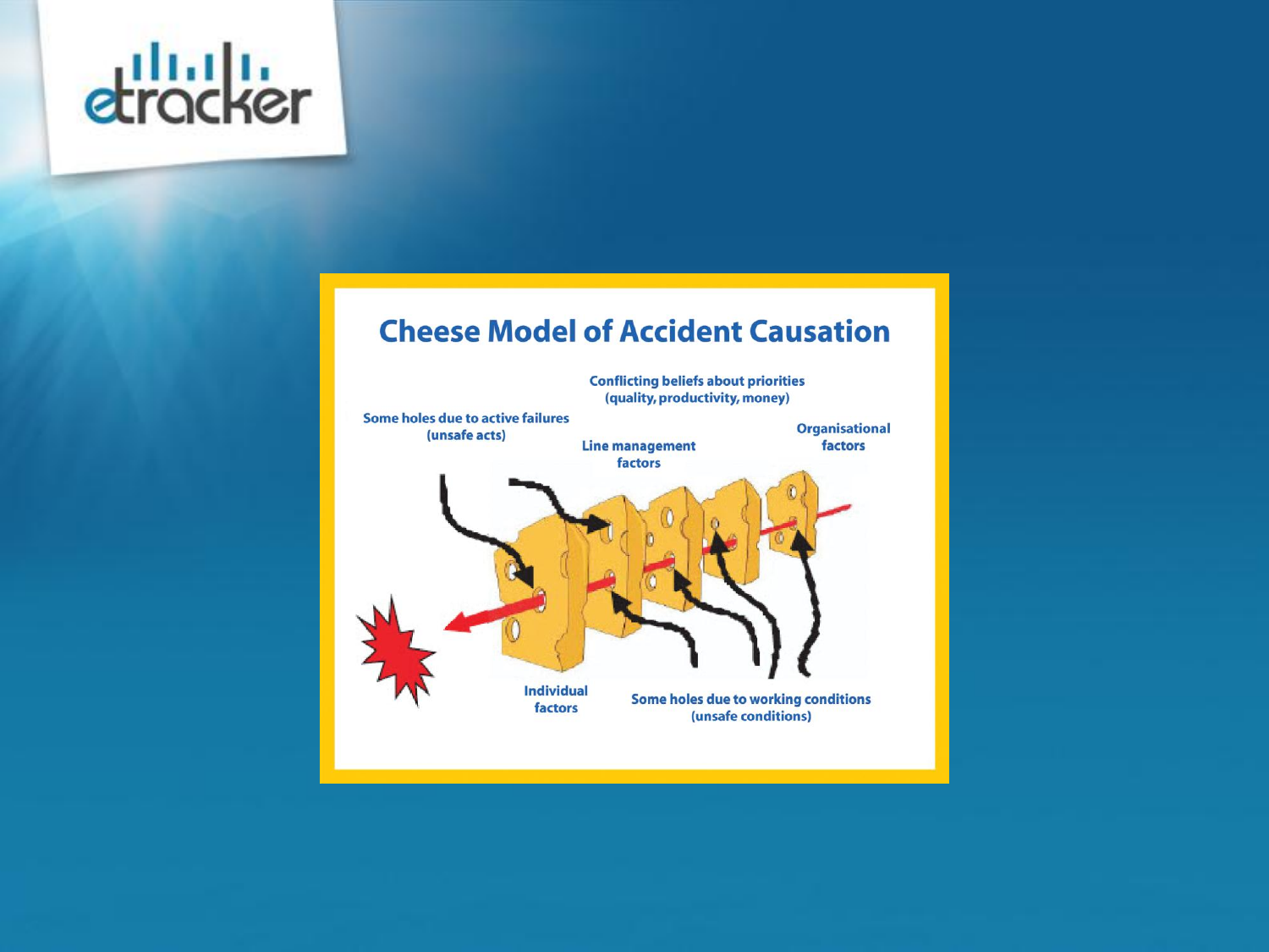# Cheese Model of Accident Causation

Conflicting beliefs about priorities (quality, productivity, money)

Some holes due to active failures (unsafe acts)

Line management factors

Organisational factors

Individual factors

Some holes due to working conditions (unsafe conditions)